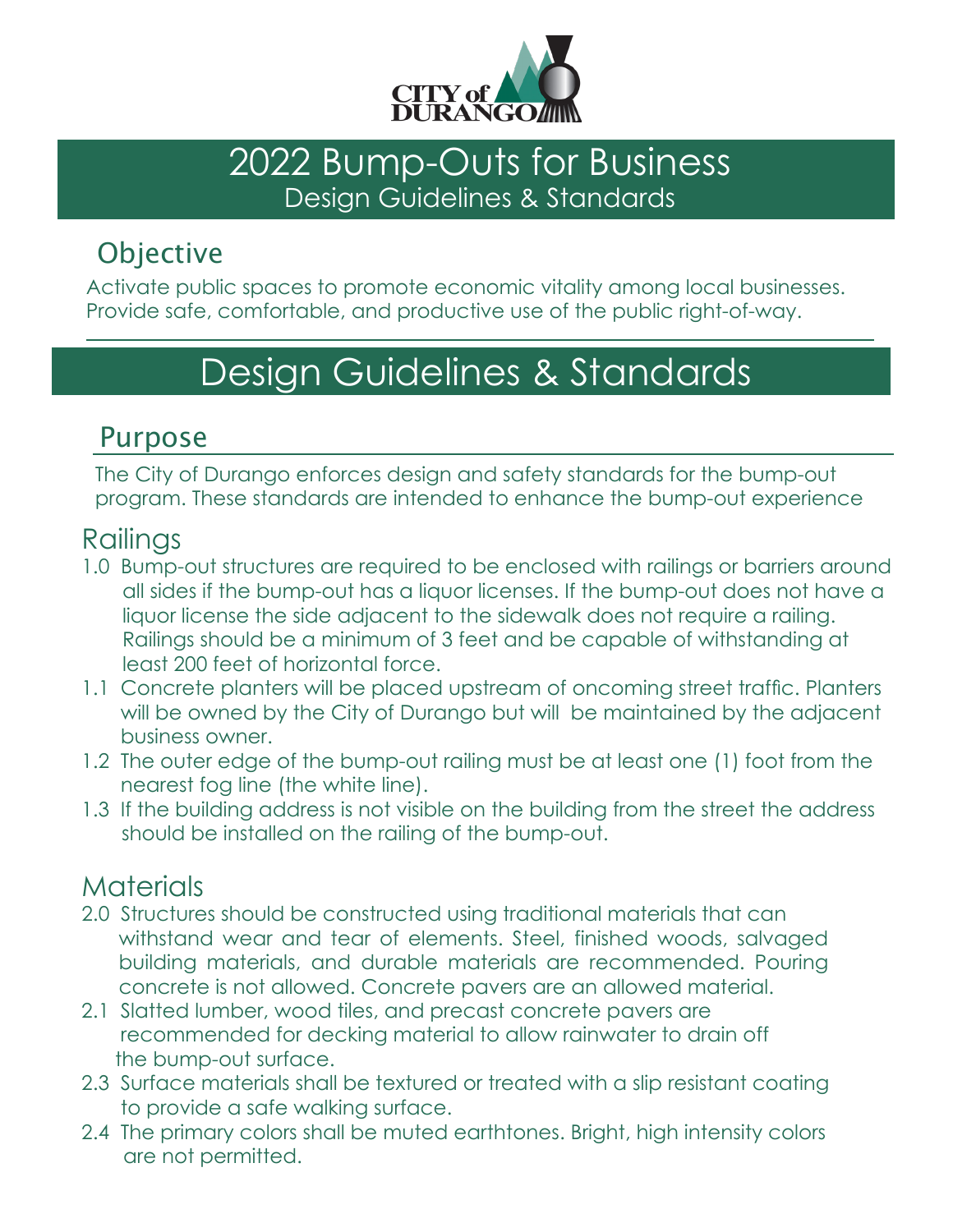CITY of DURANGO

# 2022 Bump-Outs for Business

Design Guidelines & Standards

## Objective

Activate public spaces to promote economic vitality among local businesses. Provide safe, comfortable, and productive use of the public right-of-way.

# Design Guidelines & Standards

## Purpose

The City of Durango enforces design and safety standards for the bump-out program. These standards are intended to enhance the bump-out experience

### Railings

1.0 Bump-out structures are required to be enclosed with railings or barriers around all sides if the bump-out has a liquor licenses. If the bump-out does not have a liquor license the side adjacent to the sidewalk does not require a railing. Railings should be a minimum of 3 feet and be capable of withstanding at least 200 feet of horizontal force.

1.1 Concrete planters will be placed upstream of oncoming street traffic. Planters will be owned by the City of Durango but will be maintained by the adjacent business owner.

1.2 The outer edge of the bump-out railing must be at least one (1) foot from the nearest fog line (the white line).

1.3 If the building address is not visible on the building from the street the address should be installed on the railing of the bump-out.

### Materials

2.0 Structures should be constructed using traditional materials that can withstand wear and tear of elements. Steel, finished woods, salvaged building materials, and durable materials are recommended. Pouring concrete is not allowed. Concrete pavers are an allowed material.

2.1 Slatted lumber, wood tiles, and precast concrete pavers are recommended for decking material to allow rainwater to drain off the bump-out surface.

2.3 Surface materials shall be textured or treated with a slip resistant coating to provide a safe walking surface.

2.4 The primary colors shall be muted earthtones. Bright, high intensity colors are not permitted.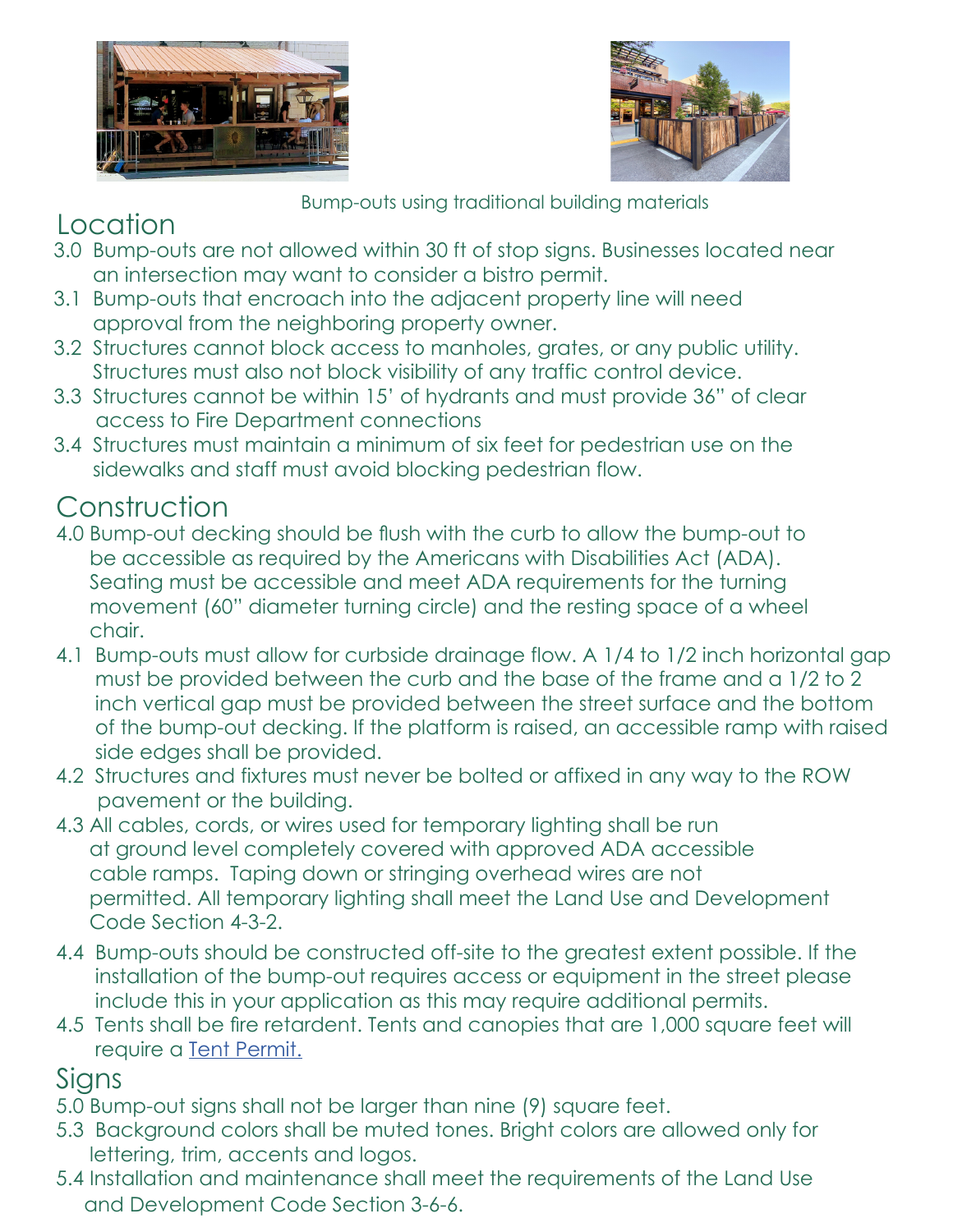Bump-outs using traditional building materials

## Location

3.0 Bump-outs are not allowed within 30 ft of stop signs. Businesses located near an intersection may want to consider a bistro permit.

3.1 Bump-outs that encroach into the adjacent property line will need approval from the neighboring property owner.

3.2 Structures cannot block access to manholes, grates, or any public utility. Structures must also not block visibility of any traffic control device.

3.3 Structures cannot be within 15' of hydrants and must provide 36" of clear access to Fire Department connections

3.4 Structures must maintain a minimum of six feet for pedestrian use on the sidewalks and staff must avoid blocking pedestrian flow.

## Construction

4.0 Bump-out decking should be flush with the curb to allow the bump-out to be accessible as required by the Americans with Disabilities Act (ADA). Seating must be accessible and meet ADA requirements for the turning movement (60" diameter turning circle) and the resting space of a wheel chair.

4.1 Bump-outs must allow for curbside drainage flow. A 1/4 to 1/2 inch horizontal gap must be provided between the curb and the base of the frame and a 1/2 to 2 inch vertical gap must be provided between the street surface and the bottom of the bump-out decking. If the platform is raised, an accessible ramp with raised side edges shall be provided.

4.2 Structures and fixtures must never be bolted or affixed in any way to the ROW pavement or the building.

4.3 All cables, cords, or wires used for temporary lighting shall be run at ground level completely covered with approved ADA accessible cable ramps. Taping down or stringing overhead wires are not permitted. All temporary lighting shall meet the Land Use and Development Code Section 4-3-2.

4.4 Bump-outs should be constructed off-site to the greatest extent possible. If the installation of the bump-out requires access or equipment in the street please include this in your application as this may require additional permits.

4.5 Tents shall be fire retardent. Tents and canopies that are 1,000 square feet will require a Tent Permit.

## Signs

5.0 Bump-out signs shall not be larger than nine (9) square feet.

5.3 Background colors shall be muted tones. Bright colors are allowed only for lettering, trim, accents and logos.

5.4 Installation and maintenance shall meet the requirements of the Land Use and Development Code Section 3-6-6.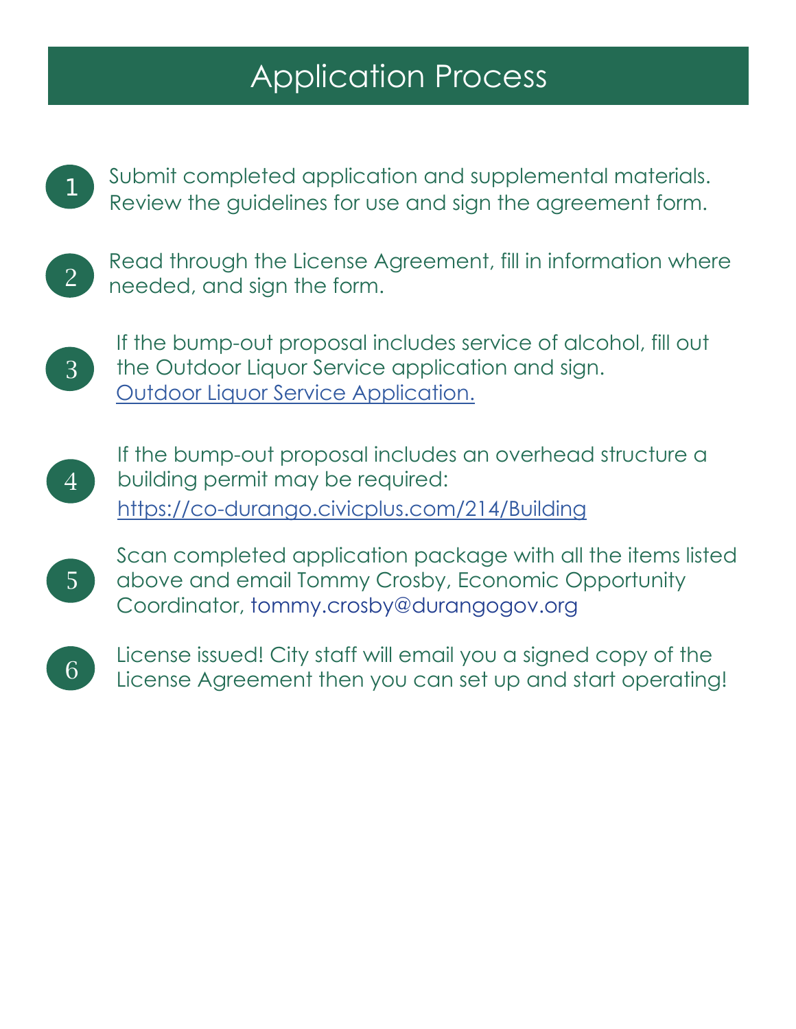# Application Process

1. Submit completed application and supplemental materials. Review the guidelines for use and sign the agreement form.

2. Read through the License Agreement, fill in information where needed, and sign the form.

3. If the bump-out proposal includes service of alcohol, fill out the Outdoor Liquor Service application and sign. [Outdoor Liquor Service Application.]()

4. If the bump-out proposal includes an overhead structure a building permit may be required: [https://co-durango.civicplus.com/214/Building](https://co-durango.civicplus.com/214/Building)

5. Scan completed application package with all the items listed above and email Tommy Crosby, Economic Opportunity Coordinator, tommy.crosby@durangogov.org

6. License issued! City staff will email you a signed copy of the License Agreement then you can set up and start operating!